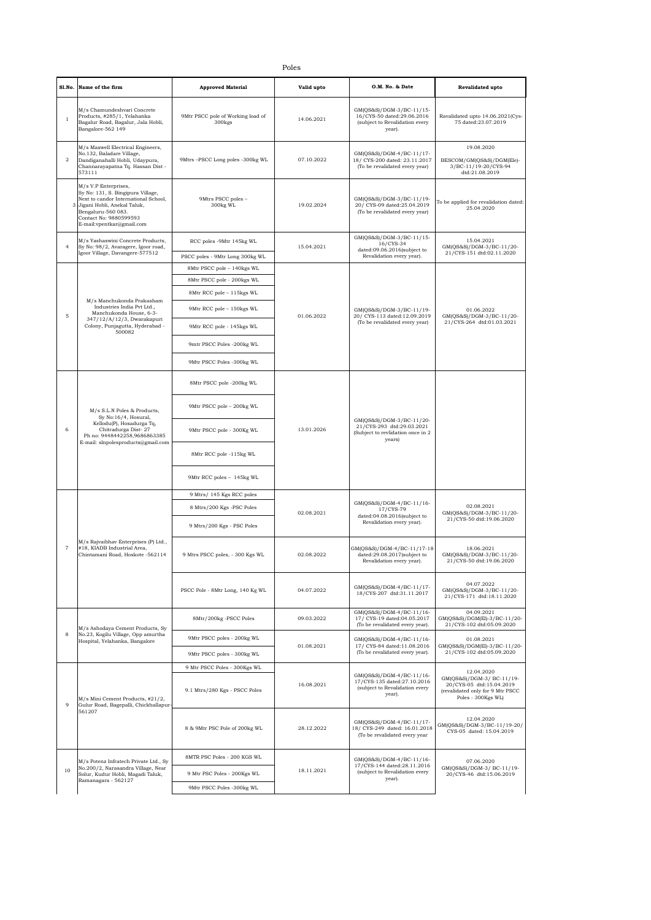# Poles

| Sl.No. | Name of the firm | Approved Material | Valid upto | O.M. No. & Date | Revalidated upto |
|---|---|---|---|---|---|
| 1 | M/s Chamundeshvari Concrete Products, #285/1, Yelahanka Bagalur Road, Bagalur, Jala Hobli, Bangalore-562 149 | 9Mtr PSCC pole of Working load of 300kgs | 14.06.2021 | GM(QS&S)/DGM-3/BC-11/15-16/CYS-50 dated:29.06.2016 (subject to Revalidation every year). | Ravalidated upto 14.06.2021(Cys-75 dated:23.07.2019 |
| 2 | M/s Maxwell Electrical Engineers, No.132, Baladare Village, Dandiganahalli Hobli, Udaypura, Channarayapatna Tq. Hassan Dist - 573111 | 9Mtrs –PSCC Long poles -300kg WL | 07.10.2022 | GM(QS&S)/DGM-4/BC-11/17-18/ CYS-200 dated: 23.11.2017 (To be revalidated every year) | 19.08.2020<br>BESCOM/GM(QS&S)/DGM(Ele)-3/BC-11/19-20/CYS-94 dtd:21.08.2019 |
| 3 | M/s V.P Enterprises, Sy No: 131, S. Bingipura Village, Next to candor International School, Jigani Hobli, Anekal Taluk, Bengaluru-560 083. Contact No: 9880599593 E-mail:vpentkar@gmail.com | 9Mtrs PSCC poles – 300kg WL | 19.02.2024 | GM(QS&S)/DGM-3/BC-11/19-20/ CYS-09 dated:25.04.2019 (To be revalidated every year) | To be applied for revalidation dated: 25.04.2020 |
| 4 | M/s Yashaswini Concrete Products, Sy No: 98/2, Avaragere, Igoor road, Igoor Village, Davangere-577512 | RCC poles -9Mtr 145kg WL | 15.04.2021 | GM(QS&S)/DGM-3/BC-11/15-16/CYS-34 dated:09.06.2016(subject to Revalidation every year). | 15.04.2021 GM(QS&S)/DGM-3/BC-11/20-21/CYS-151 dtd:02.11.2020 |
| | | PSCC poles - 9Mtr Long 300kg WL | | | |
| 5 | M/s Manchukonda Prakasham Industries India Pvt Ltd., Manchukonda House, 6-3-347/12/A/12/3, Dwarakapuri Colony, Punjagutta, Hyderabad - 500082 | 8Mtr PSCC pole – 140kgs WL | 01.06.2022 | GM(QS&S)/DGM-3/BC-11/19-20/ CYS-113 dated:12.09.2019 (To be revalidated every year) | 01.06.2022 GM(QS&S)/DGM-3/BC-11/20-21/CYS-264 dtd:01.03.2021 |
| | | 8Mtr PSCC pole - 200kgs WL | | | |
| | | 8Mtr RCC pole – 115kgs WL | | | |
| | | 9Mtr RCC pole – 150kgs WL | | | |
| | | 9Mtr RCC pole - 145kgs WL | | | |
| | | 9mtr PSCC Poles -200kg WL | | | |
| | | 9Mtr PSCC Poles -300kg WL | | | |
| 6 | M/s S.L.N Poles & Products, Sy No:16/4, Hosural, Kellodu(P), Hosadurga Tq, Chitradurga Dist- 27 Ph no: 9448442258,9686863385 E-mail: slnpolesproducts@gmail.com | 8Mtr PSCC pole -200kg WL | 13.01.2026 | GM(QS&S)/DGM-3/BC-11/20-21/CYS-293 dtd:29.03.2021 (Subject to revlidation once in 2 years) | |
| | | 9Mtr PSCC pole – 200kg WL | | | |
| | | 9Mtr PSCC pole - 300Kg WL | | | |
| | | 8Mtr RCC pole -115kg WL | | | |
| | | 9Mtr RCC poles – 145kg WL | | | |
| 7 | M/s Rajvaibhav Enterprises (P) Ltd., #18, KIADB Industrial Area, Chintamani Road, Hoskote -562114 | 9 Mtrs/ 145 Kgs RCC poles | 02.08.2021 | GM(QS&S)/DGM-4/BC-11/16-17/CYS-79 dated:04.08.2016(subject to Revalidation every year). | 02.08.2021 GM(QS&S)/DGM-3/BC-11/20-21/CYS-50 dtd:19.06.2020 |
| | | 8 Mtrs/200 Kgs -PSC Poles | | | |
| | | 9 Mtrs/200 Kgs - PSC Poles | | | |
| | | 9 Mtrs PSCC poles, - 300 Kgs WL | 02.08.2022 | GM(QS&S)/DGM-4/BC-11/17-18 dated:29.08.2017(subject to Revalidation every year). | 18.06.2021 GM(QS&S)/DGM-3/BC-11/20-21/CYS-50 dtd:19.06.2020 |
| | | PSCC Pole - 8Mtr Long, 140 Kg WL | 04.07.2022 | GM(QS&S)/DGM-4/BC-11/17-18/CYS-207 dtd:31.11.2017 | 04.07.2022 GM(QS&S)/DGM-3/BC-11/20-21/CYS-171 dtd:18.11.2020 |
| 8 | M/s Ashodaya Cement Products, Sy No.23, Kogilu Village, Opp amurtha Hospital, Yelahanka, Bangalore | 8Mtr/200kg -PSCC Poles | 09.03.2022 | GM(QS&S)/DGM-4/BC-11/16-17/ CYS-19 dated:04.05.2017 (To be revalidated every year). | 04.09.2021 GM(QS&S)/DGM(El)-3/BC-11/20-21/CYS-102 dtd:05.09.2020 |
| | | 9Mtr PSCC poles - 200kg WL | 01.08.2021 | GM(QS&S)/DGM-4/BC-11/16-17/ CYS-84 dated:11.08.2016 (To be revalidated every year). | 01.08.2021 GM(QS&S)/DGM(El)-3/BC-11/20-21/CYS-102 dtd:05.09.2020 |
| | | 9Mtr PSCC poles - 300kg WL | | | |
| 9 | M/s Mini Cement Products, #21/2, Gulur Road, Bagepalli, Chickballapur-561207 | 9 Mtr PSCC Poles - 300Kgs WL | 16.08.2021 | GM(QS&S)/DGM-4/BC-11/16-17/CYS-135 dated:27.10.2016 (subject to Revalidation every year). | 12.04.2020 GM(QS&S)/DGM-3/ BC-11/19-20/CYS-05 dtd:15.04.2019 (revalidated only for 9 Mtr PSCC Poles - 300Kgs WL) |
| | | 9.1 Mtrs/280 Kgs - PSCC Poles | | | |
| | | 8 & 9Mtr PSC Pole of 200kg WL | 28.12.2022 | GM(QS&S)/DGM-4/BC-11/17-18/ CYS-249 dated: 16.01.2018 (To be revalidated every year | 12.04.2020 GM(QS&S)/DGM-3/BC-11/19-20/CYS-05 dated: 15.04.2019 |
| 10 | M/s Potenz Infratech Private Ltd., Sy No.200/2, Narasandra Village, Near Solur, Kudur Hobli, Magadi Taluk, Ramanagara - 562127 | 8MTR PSC Poles - 200 KGS WL | 18.11.2021 | GM(QS&S)/DGM-4/BC-11/16-17/CYS-144 dated:28.11.2016 (subject to Revalidation every year). | 07.06.2020 GM(QS&S)/DGM-3/ BC-11/19-20/CYS-46 dtd:15.06.2019 |
| | | 9 Mtr PSC Poles - 200Kgs WL | | | |
| | | 9Mtr PSCC Poles -300kg WL | | | |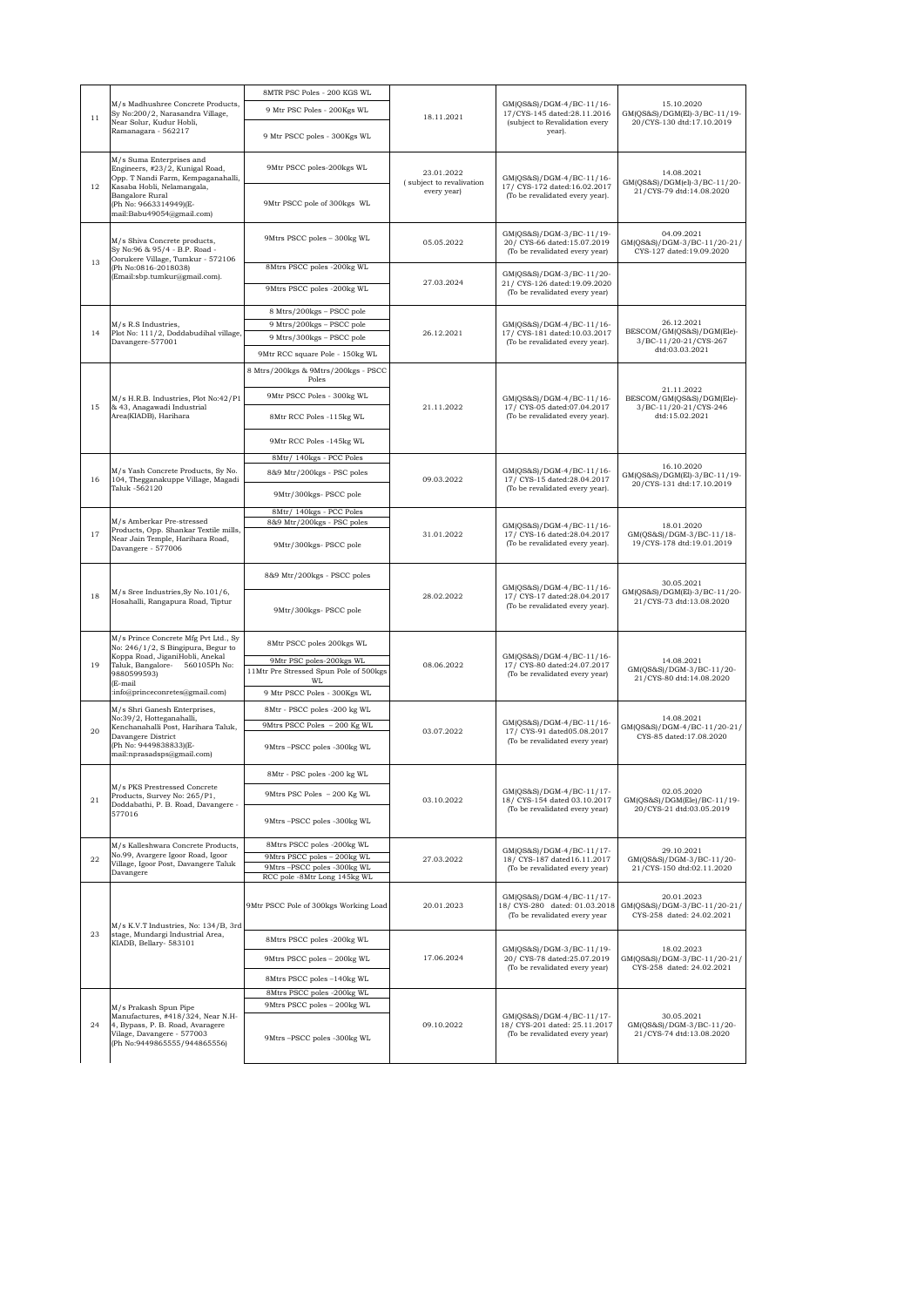| 11 | M/s Madhushree Concrete Products, Sy No:200/2, Narasandra Village, Near Solur, Kudur Hobli, Ramanagara - 562217 | 8MTR PSC Poles - 200 KGS WL<br>9 Mtr PSC Poles - 200Kgs WL<br>9 Mtr PSCC poles - 300Kgs WL | 18.11.2021 | GM(QS&S)/DGM-4/BC-11/16-17/CYS-145 dated:28.11.2016 (subject to Revalidation every year). | 15.10.2020 GM(QS&S)/DGM(El)-3/BC-11/19-20/CYS-130 dtd:17.10.2019 |
|---|---|---|---|---|---|
| 12 | M/s Suma Enterprises and Engineers, #23/2, Kunigal Road, Opp. T Nandi Farm, Kempaganahalli, Kasaba Hobli, Nelamangala, Bangalore Rural (Ph No: 9663314949)(E-mail:Babu49054@gmail.com) | 9Mtr PSCC poles-200kgs WL<br>9Mtr PSCC pole of 300kgs WL | 23.01.2022 ( subject to revalivation every year) | GM(QS&S)/DGM-4/BC-11/16-17/ CYS-172 dated:16.02.2017 (To be revalidated every year). | 14.08.2021 GM(QS&S)/DGM(el)-3/BC-11/20-21/CYS-79 dtd:14.08.2020 |
| 13 | M/s Shiva Concrete products, Sy No:96 & 95/4 - B.P. Road - Oorukere Village, Tumkur - 572106 (Ph No:0816-2018038) (Email:sbp.tumkur@gmail.com). | 9Mtrs PSCC poles – 300kg WL | 05.05.2022 | GM(QS&S)/DGM-3/BC-11/19-20/ CYS-66 dated:15.07.2019 (To be revalidated every year) | 04.09.2021 GM(QS&S)/DGM-3/BC-11/20-21/ CYS-127 dated:19.09.2020 |
| | | 8Mtrs PSCC poles -200kg WL<br>9Mtrs PSCC poles -200kg WL | 27.03.2024 | GM(QS&S)/DGM-3/BC-11/20-21/ CYS-126 dated:19.09.2020 (To be revalidated every year) | |
| 14 | M/s R.S Industries, Plot No: 111/2, Doddabudihal village, Davangere-577001 | 8 Mtrs/200kgs – PSCC pole<br>9 Mtrs/200kgs – PSCC pole<br>9 Mtrs/300kgs – PSCC pole<br>9Mtr RCC square Pole - 150kg WL | 26.12.2021 | GM(QS&S)/DGM-4/BC-11/16-17/ CYS-181 dated:10.03.2017 (To be revalidated every year). | 26.12.2021 BESCOM/GM(QS&S)/DGM(Ele)-3/BC-11/20-21/CYS-267 dtd:03.03.2021 |
| 15 | M/s H.R.B. Industries, Plot No:42/P1 & 43, Anagawadi Industrial Area(KIADB), Harihara | 8 Mtrs/200kgs & 9Mtrs/200kgs - PSCC Poles<br>9Mtr PSCC Poles - 300kg WL<br>8Mtr RCC Poles -115kg WL<br>9Mtr RCC Poles -145kg WL | 21.11.2022 | GM(QS&S)/DGM-4/BC-11/16-17/ CYS-05 dated:07.04.2017 (To be revalidated every year). | 21.11.2022 BESCOM/GM(QS&S)/DGM(Ele)-3/BC-11/20-21/CYS-246 dtd:15.02.2021 |
| 16 | M/s Yash Concrete Products, Sy No. 104, Thegganakuppe Village, Magadi Taluk -562120 | 8Mtr/ 140kgs - PCC Poles<br>8&9 Mtr/200kgs - PSC poles<br>9Mtr/300kgs- PSCC pole | 09.03.2022 | GM(QS&S)/DGM-4/BC-11/16-17/ CYS-15 dated:28.04.2017 (To be revalidated every year). | 16.10.2020 GM(QS&S)/DGM(El)-3/BC-11/19-20/CYS-131 dtd:17.10.2019 |
| 17 | M/s Amberkar Pre-stressed Products, Opp. Shankar Textile mills, Near Jain Temple, Harihara Road, Davangere - 577006 | 8Mtr/ 140kgs - PCC Poles<br>8&9 Mtr/200kgs - PSC poles<br>9Mtr/300kgs- PSCC pole | 31.01.2022 | GM(QS&S)/DGM-4/BC-11/16-17/ CYS-16 dated:28.04.2017 (To be revalidated every year). | 18.01.2020 GM(QS&S)/DGM-3/BC-11/18-19/CYS-178 dtd:19.01.2019 |
| 18 | M/s Sree Industries,Sy No.101/6, Hosahalli, Rangapura Road, Tiptur | 8&9 Mtr/200kgs - PSCC poles<br>9Mtr/300kgs- PSCC pole | 28.02.2022 | GM(QS&S)/DGM-4/BC-11/16-17/ CYS-17 dated:28.04.2017 (To be revalidated every year). | 30.05.2021 GM(QS&S)/DGM(El)-3/BC-11/20-21/CYS-73 dtd:13.08.2020 |
| 19 | M/s Prince Concrete Mfg Pvt Ltd., Sy No: 246/1/2, S Bingipura, Begur to Koppa Road, JiganiHobli, Anekal Taluk, Bangalore- 560105Ph No: 9880599593) (E-mail :info@princeconretes@gmail.com) | 8Mtr PSCC poles 200kgs WL<br>9Mtr PSC poles-200kgs WL<br>11Mtr Pre Stressed Spun Pole of 500kgs WL<br>9 Mtr PSCC Poles - 300Kgs WL | 08.06.2022 | GM(QS&S)/DGM-4/BC-11/16-17/ CYS-80 dated:24.07.2017 (To be revalidated every year) | 14.08.2021 GM(QS&S)/DGM-3/BC-11/20-21/CYS-80 dtd:14.08.2020 |
| 20 | M/s Shri Ganesh Enterprises, No:39/2, Hotteganahalli, Kenchanahalli Post, Harihara Taluk, Davangere District (Ph No: 9449838833)(E-mail:nprasadsps@gmail.com) | 8Mtr - PSCC poles -200 kg WL<br>9Mtrs PSCC Poles – 200 Kg WL<br>9Mtrs –PSCC poles -300kg WL | 03.07.2022 | GM(QS&S)/DGM-4/BC-11/16-17/ CYS-91 dated05.08.2017 (To be revalidated every year) | 14.08.2021 GM(QS&S)/DGM-4/BC-11/20-21/ CYS-85 dated:17.08.2020 |
| 21 | M/s PKS Prestressed Concrete Products, Survey No: 265/P1, Doddabathi, P. B. Road, Davangere - 577016 | 8Mtr - PSC poles -200 kg WL<br>9Mtrs PSC Poles – 200 Kg WL<br>9Mtrs –PSCC poles -300kg WL | 03.10.2022 | GM(QS&S)/DGM-4/BC-11/17-18/ CYS-154 dated 03.10.2017 (To be revalidated every year) | 02.05.2020 GM(QS&S)/DGM(Ele)/BC-11/19-20/CYS-21 dtd:03.05.2019 |
| 22 | M/s Kalleshwara Concrete Products, No.99, Avargere Igoor Road, Igoor Village, Igoor Post, Davangere Taluk Davangere | 8Mtrs PSCC poles -200kg WL<br>9Mtrs PSCC poles – 200kg WL<br>9Mtrs –PSCC poles -300kg WL<br>RCC pole -8Mtr Long 145kg WL | 27.03.2022 | GM(QS&S)/DGM-4/BC-11/17-18/ CYS-187 dated16.11.2017 (To be revalidated every year) | 29.10.2021 GM(QS&S)/DGM-3/BC-11/20-21/CYS-150 dtd:02.11.2020 |
| 23 | M/s K.V.T Industries, No: 134/B, 3rd stage, Mundargi Industrial Area, KIADB, Bellary- 583101 | 9Mtr PSCC Pole of 300kgs Working Load | 20.01.2023 | GM(QS&S)/DGM-4/BC-11/17-18/ CYS-280 dated: 01.03.2018 (To be revalidated every year | 20.01.2023 GM(QS&S)/DGM-3/BC-11/20-21/ CYS-258 dated: 24.02.2021 |
| | | 8Mtrs PSCC poles -200kg WL<br>9Mtrs PSCC poles – 200kg WL<br>8Mtrs PSCC poles –140kg WL | 17.06.2024 | GM(QS&S)/DGM-3/BC-11/19-20/ CYS-78 dated:25.07.2019 (To be revalidated every year) | 18.02.2023 GM(QS&S)/DGM-3/BC-11/20-21/ CYS-258 dated: 24.02.2021 |
| 24 | M/s Prakash Spun Pipe Manufactures, #418/324, Near N.H-4, Bypass, P. B. Road, Avaragere Vilage, Davangere - 577003 (Ph No:9449865555/944865556) | 8Mtrs PSCC poles -200kg WL<br>9Mtrs PSCC poles – 200kg WL<br>9Mtrs –PSCC poles -300kg WL | 09.10.2022 | GM(QS&S)/DGM-4/BC-11/17-18/ CYS-201 dated: 25.11.2017 (To be revalidated every year) | 30.05.2021 GM(QS&S)/DGM-3/BC-11/20-21/CYS-74 dtd:13.08.2020 |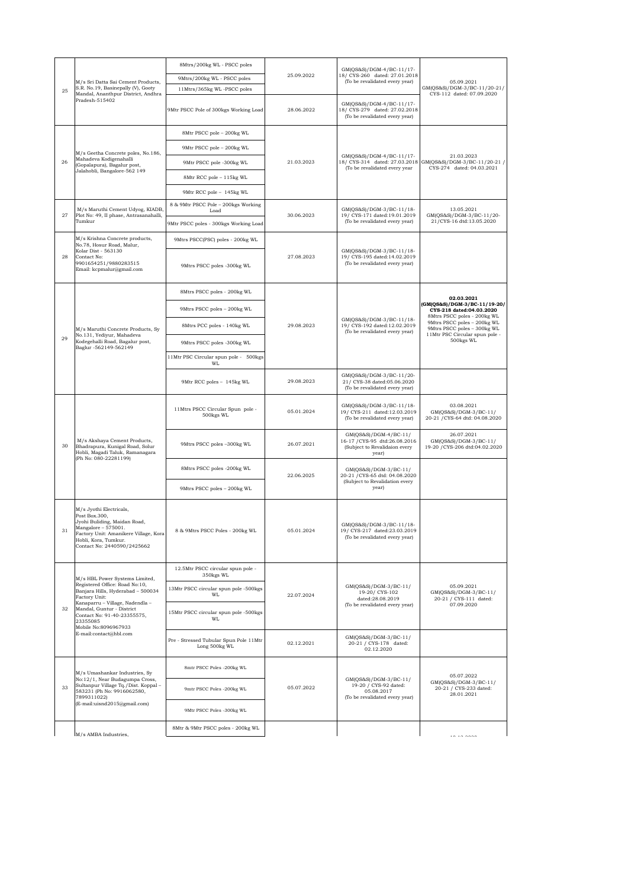| 25 | M/s Sri Datta Sai Cement Products, S.R. No.19, Basinepally (V), Gooty Mandal, Ananthpur District, Andhra Pradesh-515402 | 8Mtrs/200kg WL - PSCC poles | 25.09.2022 | GM(QS&S)/DGM-4/BC-11/17-18/ CYS-260 dated: 27.01.2018 (To be revalidated every year) | 05.09.2021 GM(QS&S)/DGM-3/BC-11/20-21/ CYS-112 dated: 07.09.2020 |
|---|---|---|---|---|---|
| | | 9Mtrs/200kg WL - PSCC poles | | | |
| | | 11Mtrs/365kg WL -PSCC poles | | | |
| | | 9Mtr PSCC Pole of 300kgs Working Load | 28.06.2022 | GM(QS&S)/DGM-4/BC-11/17-18/ CYS-279 dated: 27.02.2018 (To be revalidated every year) | |
| 26 | M/s Geetha Concrete poles, No.186, Mahadeva Kodigenahalli (Gopalapura), Bagalur post, Jalahobli, Bangalore-562 149 | 8Mtr PSCC pole – 200kg WL | 21.03.2023 | GM(QS&S)/DGM-4/BC-11/17-18/ CYS-314 dated: 27.03.2018 (To be revalidated every year | 21.03.2023 GM(QS&S)/DGM-3/BC-11/20-21 / CYS-274 dated: 04.03.2021 |
| | | 9Mtr PSCC pole – 200kg WL | | | |
| | | 9Mtr PSCC pole -300kg WL | | | |
| | | 8Mtr RCC pole – 115kg WL | | | |
| | | 9Mtr RCC pole – 145kg WL | | | |
| 27 | M/s Maruthi Cement Udyog, KIADB, Plot No: 49, II phase, Antrasanahalli, Tumkur | 8 & 9Mtr PSCC Pole – 200kgs Working Load | 30.06.2023 | GM(QS&S)/DGM-3/BC-11/18-19/ CYS-171 dated:19.01.2019 (To be revalidated every year) | 13.05.2021 GM(QS&S)/DGM-3/BC-11/20-21/CYS-16 dtd:13.05.2020 |
| | | 9Mtr PSCC poles - 300kgs Working Load | | | |
| 28 | M/s Krishna Concrete products, No.78, Hosur Road, Malur, Kolar Dist - 563130 Contact No: 9901654251/9880283515 Email: kcpmalur@gmail.com | 9Mtrs PSCC(PSC) poles - 200kg WL | 27.08.2023 | GM(QS&S)/DGM-3/BC-11/18-19/ CYS-195 dated:14.02.2019 (To be revalidated every year) | |
| | | 9Mtrs PSCC poles -300kg WL | | | |
| 29 | M/s Maruthi Concrete Products, Sy No.131, Yediyur, Mahadeva Kodegehalli Road, Bagalur post, Baglur -562149-562149 | 8Mtrs PSCC poles - 200kg WL | 29.08.2023 | GM(QS&S)/DGM-3/BC-11/18-19/ CYS-192 dated:12.02.2019 (To be revalidated every year) | **02.03.2021 (GM(QS&S)/DGM-3/BC-11/19-20/ CYS-218 dated:04.03.2020** 8Mtrs PSCC poles - 200kg WL 9Mtrs PSCC poles – 200kg WL 9Mtrs PSCC poles – 300kg WL 11Mtr PSC Circular spun pole - 500kgs WL |
| | | 9Mtrs PSCC poles – 200kg WL | | | |
| | | 8Mtrs PCC poles - 140kg WL | | | |
| | | 9Mtrs PSCC poles -300kg WL | | | |
| | | 11Mtr PSC Circular spun pole - 500kgs WL | | | |
| | | 9Mtr RCC poles – 145kg WL | 29.08.2023 | GM(QS&S)/DGM-3/BC-11/20-21/ CYS-38 dated:05.06.2020 (To be revalidated every year) | |
| 30 | M/s Akshaya Cement Products, Bhadrapura, Kunigal Road, Solur Hobli, Magadi Taluk, Ramanagara (Ph No: 080-22281199) | 11Mtrs PSCC Circular Spun pole - 500kgs WL | 05.01.2024 | GM(QS&S)/DGM-3/BC-11/18-19/ CYS-211 dated:12.03.2019 (To be revalidated every year) | 03.08.2021 GM(QS&S)/DGM-3/BC-11/ 20-21 /CYS-64 dtd: 04.08.2020 |
| | | 9Mtrs PSCC poles –300kg WL | 26.07.2021 | GM(QS&S)/DGM-4/BC-11/ 16-17 /CYS-95 dtd:26.08.2016 (Subject to Revalidaion every year) | 26.07.2021 GM(QS&S)/DGM-3/BC-11/ 19-20 /CYS-206 dtd:04.02.2020 |
| | | 8Mtrs PSCC poles -200kg WL | 22.06.2025 | GM(QS&S)/DGM-3/BC-11/ 20-21 /CYS-65 dtd: 04.08.2020 (Subject to Revalidation every year) | |
| | | 9Mtrs PSCC poles – 200kg WL | | | |
| 31 | M/s Jyothi Electricals, Post Box.300, Jyohi Buliding, Maidan Road, Mangalore – 575001. Factory Unit: Amanikere Village, Kora Hobli, Kora, Tumkur. Contact No: 2440590/2425662 | 8 & 9Mtrs PSCC Poles - 200kg WL | 05.01.2024 | GM(QS&S)/DGM-3/BC-11/18-19/ CYS-217 dated:23.03.2019 (To be revalidated every year) | |
| 32 | M/s HBL Power Systems Limited, Registered Office: Road No:10, Banjara Hills, Hyderabad – 500034 Factory Unit: Kanaparru – Village, Nadendla – Mandal, Guntur - District Contact No: 91-40-23355575, 23355085 Mobile No:8096967933 E-mail:contact@hbl.com | 12.5Mtr PSCC circular spun pole - 350kgs WL | 22.07.2024 | GM(QS&S)/DGM-3/BC-11/ 19-20/ CYS-102 dated:28.08.2019 (To be revalidated every year) | 05.09.2021 GM(QS&S)/DGM-3/BC-11/ 20-21 / CYS-111 dated: 07.09.2020 |
| | | 13Mtr PSCC circular spun pole -500kgs WL | | | |
| | | 15Mtr PSCC circular spun pole -500kgs WL | | | |
| | | Pre - Stressed Tubular Spun Pole 11Mtr Long 500kg WL | 02.12.2021 | GM(QS&S)/DGM-3/BC-11/ 20-21 / CYS-178 dated: 02.12.2020 | |
| 33 | M/s Umashankar Industries, Sy No:12/1, Near Budagumpa Cross, Sultanpur Village Tq./Dist. Koppal – 583231 (Ph No: 9916062580, 7899311022) (E-mail:uisnd2015@gmail.com) | 8mtr PSCC Poles -200kg WL | 05.07.2022 | GM(QS&S)/DGM-3/BC-11/ 19-20 / CYS-92 dated: 05.08.2017 (To be revalidated every year) | 05.07.2022 GM(QS&S)/DGM-3/BC-11/ 20-21 / CYS-233 dated: 28.01.2021 |
| | | 9mtr PSCC Poles -200kg WL | | | |
| | | 9Mtr PSCC Poles -300kg WL | | | |
| | M/s AMBA Industries, | 8Mtr & 9Mtr PSCC poles - 200kg WL | | | |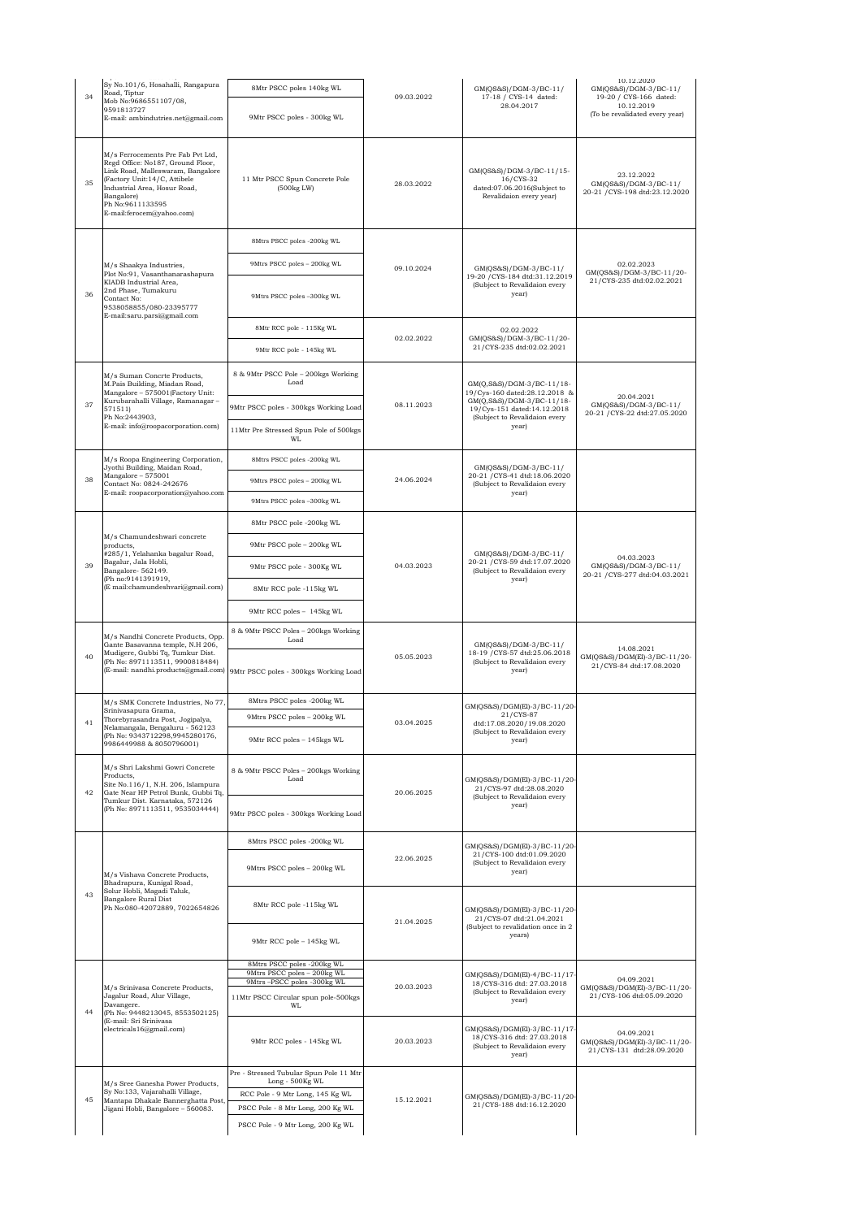| 34 | Sy No.101/6, Hosahalli, Rangapura Road, Tiptur Mob No:9686551107/08, 9591813727 E-mail: ambindutries.net@gmail.com | 8Mtr PSCC poles 140kg WL | 09.03.2022 | GM(QS&S)/DGM-3/BC-11/ 17-18 / CYS-14 dated: 28.04.2017 | 10.12.2020 GM(QS&S)/DGM-3/BC-11/ 19-20 / CYS-166 dated: 10.12.2019 (To be revalidated every year) |
|---|---|---|---|---|---|
| | | 9Mtr PSCC poles - 300kg WL | | | |
| 35 | M/s Ferrocements Pre Fab Pvt Ltd, Regd Office: No187, Ground Floor, Link Road, Malleswaram, Bangalore (Factory Unit:14/C, Attibele Industrial Area, Hosur Road, Bangalore) Ph No:9611133595 E-mail:ferocem@yahoo.com) | 11 Mtr PSCC Spun Concrete Pole (500kg LW) | 28.03.2022 | GM(QS&S)/DGM-3/BC-11/15-16/CYS-32 dated:07.06.2016(Subject to Revalidaion every year) | 23.12.2022 GM(QS&S)/DGM-3/BC-11/ 20-21 /CYS-198 dtd:23.12.2020 |
| 36 | M/s Shaakya Industries, Plot No:91, Vasanthanarashapura KIADB Industrial Area, 2nd Phase, Tumakuru Contact No: 9538058855/080-23395777 E-mail:saru.pars@gmail.com | 8Mtrs PSCC poles -200kg WL | 09.10.2024 | GM(QS&S)/DGM-3/BC-11/ 19-20 /CYS-184 dtd:31.12.2019 (Subject to Revalidaion every year) | 02.02.2023 GM(QS&S)/DGM-3/BC-11/20-21/CYS-235 dtd:02.02.2021 |
| | | 9Mtrs PSCC poles – 200kg WL | | | |
| | | 9Mtrs PSCC poles –300kg WL | | | |
| | | 8Mtr RCC pole - 115Kg WL | 02.02.2022 | 02.02.2022 GM(QS&S)/DGM-3/BC-11/20-21/CYS-235 dtd:02.02.2021 | |
| | | 9Mtr RCC pole - 145Kg WL | | | |
| 37 | M/s Suman Concrte Products, M.Pais Building, Miadan Road, Mangalore – 575001(Factory Unit: Kurubarahalli Village, Ramanagar – 571511) Ph No:2443903, E-mail: info@roopacorporation.com) | 8 & 9Mtr PSCC Pole – 200kgs Working Load | 08.11.2023 | GM(Q,S&S)/DGM-3/BC-11/18-19/Cys-160 dated:28.12.2018 & GM(Q,S&S)/DGM-3/BC-11/18-19/Cys-151 dated:14.12.2018 (Subject to Revalidaion every year) | 20.04.2021 GM(QS&S)/DGM-3/BC-11/ 20-21 /CYS-22 dtd:27.05.2020 |
| | | 9Mtr PSCC poles - 300kgs Working Load | | | |
| | | 11Mtr Pre Stressed Spun Pole of 500kgs WL | | | |
| 38 | M/s Roopa Engineering Corporation, Jyothi Building, Maidan Road, Mangalore – 575001 Contact No: 0824-242676 E-mail: roopacorporation@yahoo.com | 8Mtrs PSCC poles -200kg WL | 24.06.2024 | GM(QS&S)/DGM-3/BC-11/ 20-21 /CYS-41 dtd:18.06.2020 (Subject to Revalidaion every year) | |
| | | 9Mtrs PSCC poles – 200kg WL | | | |
| | | 9Mtrs PSCC poles –300kg WL | | | |
| 39 | M/s Chamundeshwari concrete products, #285/1, Yelahanka bagalur Road, Bagalur, Jala Hobli, Bangalore- 562149. (Ph no:9141391919, (E mail:chamundeshvari@gmail.com) | 8Mtr PSCC pole -200kg WL | 04.03.2023 | GM(QS&S)/DGM-3/BC-11/ 20-21 /CYS-59 dtd:17.07.2020 (Subject to Revalidaion every year) | 04.03.2023 GM(QS&S)/DGM-3/BC-11/ 20-21 /CYS-277 dtd:04.03.2021 |
| | | 9Mtr PSCC pole – 200kg WL | | | |
| | | 9Mtr PSCC pole - 300Kg WL | | | |
| | | 8Mtr RCC pole -115kg WL | | | |
| | | 9Mtr RCC poles – 145kg WL | | | |
| 40 | M/s Nandhi Concrete Products, Opp. Gante Basavanna temple, N.H 206, Mudigere, Gubbi Tq, Tumkur Dist. (Ph No: 8971113511, 9900818484) (E-mail: nandhi.products@gmail.com) | 8 & 9Mtr PSCC Poles – 200kgs Working Load | 05.05.2023 | GM(QS&S)/DGM-3/BC-11/ 18-19 /CYS-57 dtd:25.06.2018 (Subject to Revalidaion every year) | 14.08.2021 GM(QS&S)/DGM(El)-3/BC-11/20-21/CYS-84 dtd:17.08.2020 |
| | | 9Mtr PSCC poles - 300kgs Working Load | | | |
| 41 | M/s SMK Concrete Industries, No 77, Srinivasapura Grama, Thorebyrasandra Post, Jogipalya, Nelamangala, Bengaluru - 562123 (Ph No: 9343712298,9945280176, 9986449988 & 8050796001) | 8Mtrs PSCC poles -200kg WL | 03.04.2025 | GM(QS&S)/DGM(El)-3/BC-11/20-21/CYS-87 dtd:17.08.2020/19.08.2020 (Subject to Revalidaion every year) | |
| | | 9Mtrs PSCC poles – 200kg WL | | | |
| | | 9Mtr RCC poles – 145kg WL | | | |
| 42 | M/s Shri Lakshmi Gowri Concrete Products, Site No.116/1, N.H. 206, Islampura Gate Near HP Petrol Bunk, Gubbi Tq, Tumkur Dist. Karnataka, 572126 (Ph No: 8971113511, 9535034444) | 8 & 9Mtr PSCC Poles – 200kgs Working Load | 20.06.2025 | GM(QS&S)/DGM(El)-3/BC-11/20-21/CYS-97 dtd:28.08.2020 (Subject to Revalidaion every year) | |
| | | 9Mtr PSCC poles - 300kgs Working Load | | | |
| 43 | M/s Vishava Concrete Products, Bhadrapura, Kunigal Road, Solur Hobli, Magadi Taluk, Bangalore Rural Dist Ph No:080-42072889, 7022654826 | 8Mtrs PSCC poles -200kg WL | 22.06.2025 | GM(QS&S)/DGM(El)-3/BC-11/20-21/CYS-100 dtd:01.09.2020 (Subject to Revalidaion every year) | |
| | | 9Mtrs PSCC poles – 200kg WL | | | |
| | | 8Mtr RCC pole -115kg WL | 21.04.2025 | GM(QS&S)/DGM(El)-3/BC-11/20-21/CYS-07 dtd:21.04.2021 (Subject to revalidation once in 2 years) | |
| | | 9Mtr RCC pole – 145kg WL | | | |
| 44 | M/s Srinivasa Concrete Products, Jagalur Road, Alur Village, Davangere. (Ph No: 9448213045, 8553502125) (E-mail: Sri Srinivasa electricals16@gmail.com) | 8Mtrs PSCC poles -200kg WL<br>9Mtrs PSCC poles – 200kg WL<br>9Mtrs –PSCC poles -300kg WL<br>11Mtr PSCC Circular spun pole-500kgs WL | 20.03.2023 | GM(QS&S)/DGM(El)-4/BC-11/17-18/CYS-316 dtd: 27.03.2018 (Subject to Revalidaion every year) | 04.09.2021 GM(QS&S)/DGM(El)-3/BC-11/20-21/CYS-106 dtd:05.09.2020 |
| | | 9Mtr RCC poles - 145kg WL | 20.03.2023 | GM(QS&S)/DGM(El)-3/BC-11/17-18/CYS-316 dtd: 27.03.2018 (Subject to Revalidaion every year) | 04.09.2021 GM(QS&S)/DGM(El)-3/BC-11/20-21/CYS-131 dtd:28.09.2020 |
| 45 | M/s Sree Ganesha Power Products, Sy No:133, Vajarahalli Village, Mantapa Dhakale Bannerghatta Post, Jigani Hobli, Bangalore – 560083. | Pre - Stressed Tubular Spun Pole 11 Mtr Long - 500Kg WL | 15.12.2021 | GM(QS&S)/DGM(El)-3/BC-11/20-21/CYS-188 dtd:16.12.2020 | |
| | | RCC Pole - 9 Mtr Long, 145 Kg WL | | | |
| | | PSCC Pole - 8 Mtr Long, 200 Kg WL | | | |
| | | PSCC Pole - 9 Mtr Long, 200 Kg WL | | | |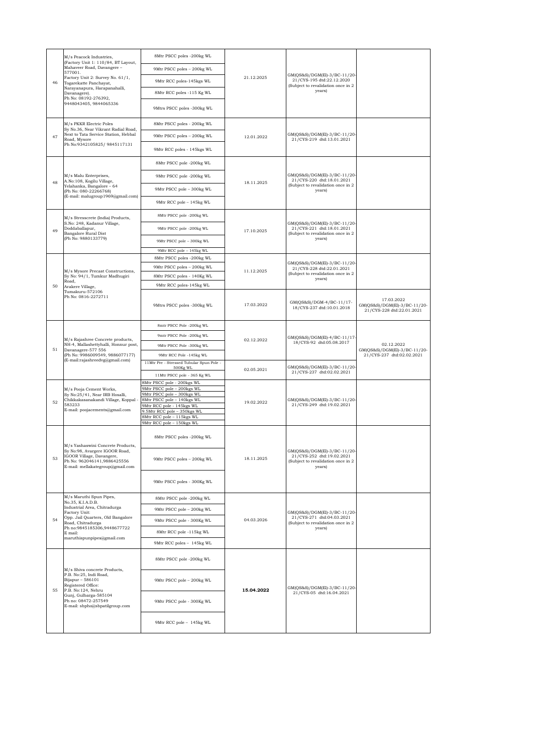| | | | | | |
|---|---|---|---|---|---|
| 46 | M/s Peacock Industries, (Factory Unit 1: 110/84, BT Layout, Mahaveer Road, Davangere – 577001. Factory Unit 2: Survey No. 61/1, Togarekatte Panchayat, Narayanapura, Harapanahalli, Davanagere). Ph No: 08192-276392, 9448043405, 9844065336 | 8Mtr PSCC poles -200kg WL | 21.12.2025 | GM(QS&S)/DGM(El)-3/BC-11/20-21/CYS-195 dtd:22.12.2020 (Subject to revalidation once in 2 years) | |
| | | 9Mtr PSCC poles – 200kg WL | | | |
| | | 9Mtr RCC poles-145kgs WL | | | |
| | | 8Mtr RCC poles -115 Kg WL | | | |
| | | 9Mtrs PSCC poles -300kg WL | | | |
| 47 | M/s PKKR Electric Poles Sy No.36, Near Vikrant Radial Road, Next to Tata Service Station, Hebbal Road, Mysore Ph No:9342105825/ 9845117131 | 8Mtr PSCC poles - 200kg WL | 12.01.2022 | GM(QS&S)/DGM(El)-3/BC-11/20-21/CYS-219 dtd:13.01.2021 | |
| | | 9Mtr PSCC poles – 200kg WL | | | |
| | | 9Mtr RCC poles - 145kgs WL | | | |
| 48 | M/s Malu Enterprises, A.No:108, Kogilu Village, Yelahanka, Bangalore – 64 (Ph No: 080-22266768) (E-mail: malugroup1969@gmail.com) | 8Mtr PSCC pole -200kg WL | 18.11.2025 | GM(QS&S)/DGM(El)-3/BC-11/20-21/CYS-220 dtd:18.01.2021 (Subject to revalidation once in 2 years) | |
| | | 9Mtr PSCC pole -200kg WL | | | |
| | | 9Mtr PSCC pole – 300kg WL | | | |
| | | 9Mtr RCC pole - 145kg WL | | | |
| 49 | M/s Stresscrete (India) Products, S.No: 248, Kadanur Village, Doddaballapur, Bangalore Rural Dist (Ph No: 9880133779) | 8Mtr PSCC pole -200kg WL | 17.10.2025 | GM(QS&S)/DGM(El)-3/BC-11/20-21/CYS-221 dtd:18.01.2021 (Subject to revalidation once in 2 years) | |
| | | 9Mtr PSCC pole -200kg WL | | | |
| | | 9Mtr PSCC pole – 300kg WL | | | |
| | | 9Mtr RCC pole – 145kg WL | | | |
| 50 | M/s Mysore Precast Constructions, Sy No: 94/1, Tumkur Madhugiri Road, Arakere Village, Tumakuru-572106 Ph No: 0816-2272711 | 8Mtr PSCC poles -200kg WL | 11.12.2025 | GM(QS&S)/DGM(El)-3/BC-11/20-21/CYS-228 dtd:22.01.2021 (Subject to revalidation once in 2 years) | |
| | | 9Mtr PSCC poles – 200kg WL | | | |
| | | 8Mtr PSCC poles - 140Kg WL | | | |
| | | 9Mtr RCC poles-145kg WL | | | |
| | | 9Mtrs PSCC poles -300kg WL | 17.03.2022 | GM(QS&S)/DGM-4/BC-11/17-18/CYS-237 dtd:10.01.2018 | 17.03.2022 GM(QS&S)/DGM(El)-3/BC-11/20-21/CYS-228 dtd:22.01.2021 |
| 51 | M/s Rajashree Concrete products, NH-4, Mallashettyhalli, Honnur post, Davanagere-577 556 (Ph No: 9986009549, 9886077177) (E-mail:rajashreedvg@gmail.com) | 8mtr PSCC Pole -200kg WL | 02.12.2022 | GM(QS&S)/DGM(El)-4/BC-11/17-18/CYS-92 dtd:05.08.2017 | 02.12.2022 GM(QS&S)/DGM(El)-3/BC-11/20-21/CYS-237 dtd:02.02.2021 |
| | | 9mtr PSCC Pole -200kg WL | | | |
| | | 9Mtr PSCC Pole -300kg WL | | | |
| | | 9Mtr RCC Pole -145kg WL | | | |
| | | 11Mtr Pre - Stressed Tubular Spun Pole - 500Kg WL | 02.05.2021 | GM(QS&S)/DGM(El)-3/BC-11/20-21/CYS-237 dtd:02.02.2021 | |
| | | 11Mtr PSCC pole - 365 Kg WL | | | |
| 52 | M/s Pooja Cement Works, Sy No:25/41, Near IRB Hosalli, Chikkakasanakandi Village, Koppal - 583233 E-mail: poojacements@gmail.com | 8Mtr PSCC pole - 200kgs WL | 19.02.2022 | GM(QS&S)/DGM(El)-3/BC-11/20-21/CYS-249 dtd:19.02.2021 | |
| | | 9Mtr PSCC pole – 200kgs WL | | | |
| | | 9Mtr PSCC pole – 300kgs WL | | | |
| | | 8Mtr PSCC pole – 140kgs WL | | | |
| | | 9Mtr RCC pole - 145kgs WL | | | |
| | | 9.5Mtr RCC pole – 350kgs WL | | | |
| | | 8Mtr RCC pole – 115kgs WL | | | |
| | | 9Mtr RCC pole – 150kgs WL | | | |
| 53 | M/s Yashaswini Concrete Products, Sy No:98, Avargere IGOOR Road, IGOOR Village, Davangere, Ph No: 962046141,9886425556 E-mail: mellakategroup@gmail.com | 8Mtr PSCC poles -200kg WL | 18.11.2025 | GM(QS&S)/DGM(El)-3/BC-11/20-21/CYS-252 dtd:19.02.2021 (Subject to revalidation once in 2 years) | |
| | | 9Mtr PSCC poles – 200kg WL | | | |
| | | 9Mtr PSCC poles - 300Kg WL | | | |
| 54 | M/s Maruthi Spun Pipes, No.35, K.I.A.D.B. Industrial Area, Chitradurga Factory Unit: Opp. Jail Quarters, Old Bangalore Road, Chitradurga Ph no:9845185306,9448677722 E mail: maruthispunpipes@gmail.com | 8Mtr PSCC pole -200kg WL | 04.03.2026 | GM(QS&S)/DGM(El)-3/BC-11/20-21/CYS-271 dtd:04.03.2021 (Subject to revalidation once in 2 years) | |
| | | 9Mtr PSCC pole – 200kg WL | | | |
| | | 9Mtr PSCC pole - 300Kg WL | | | |
| | | 8Mtr RCC pole -115kg WL | | | |
| | | 9Mtr RCC poles – 145kg WL | | | |
| 55 | M/s Shiva concrete Products, P.B. No:25, Indi Road, Bijapur – 586101 Registered Office: P.B. No:124, Nehru Gunj, Gulbarga-585104 Ph no: 08472-257549 E-mail: sbpho@sbpatilgroup.com | 8Mtr PSCC pole -200kg WL | **15.04.2022** | GM(QS&S)/DGM(El)-3/BC-11/20-21/CYS-05 dtd:16.04.2021 | |
| | | 9Mtr PSCC pole – 200kg WL | | | |
| | | 9Mtr PSCC pole - 300Kg WL | | | |
| | | 9Mtr RCC pole – 145kg WL | | | |